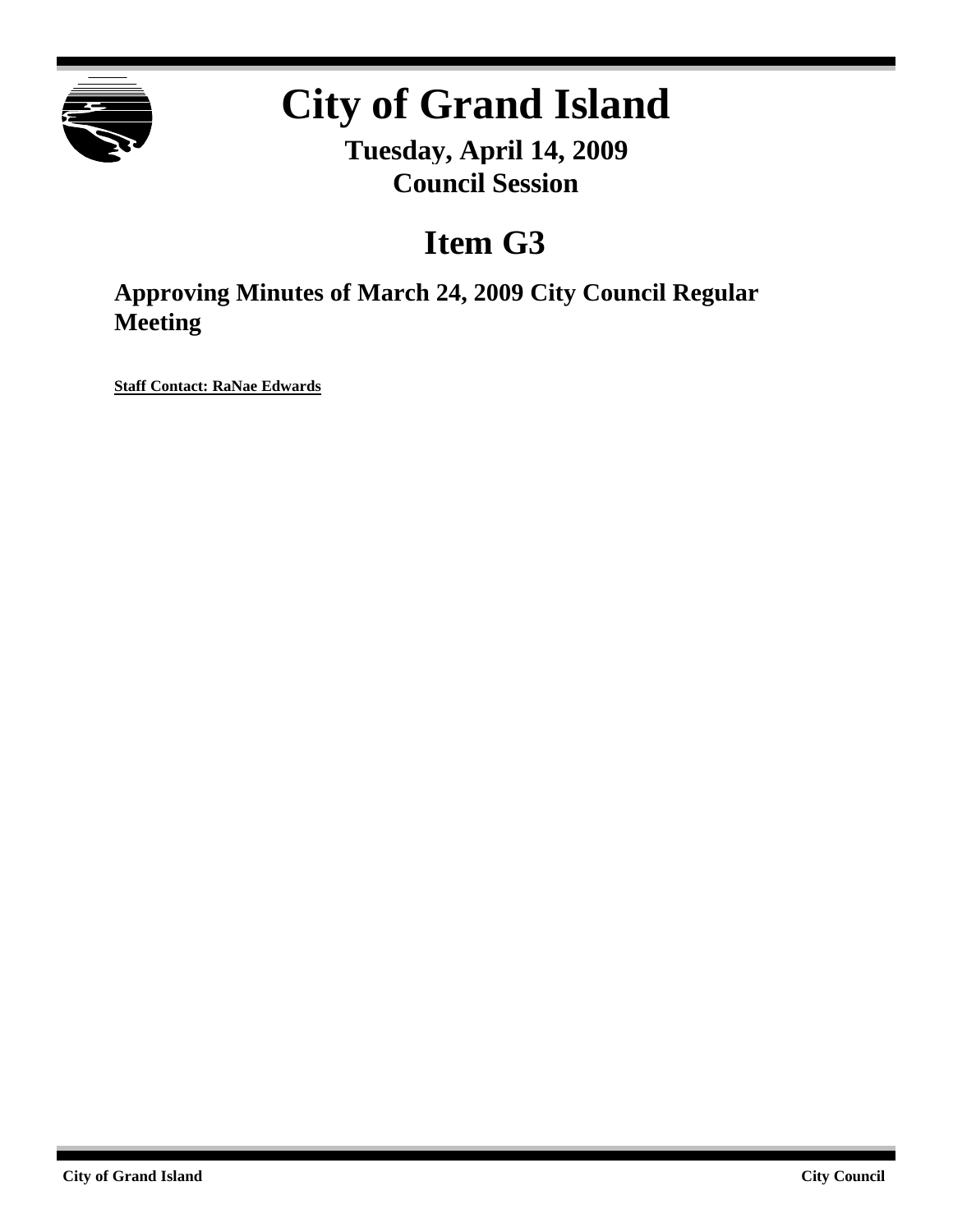# City of Grand Island

**Tuesday, April 14, 2009**
**Council Session**

## Item G3

### Approving Minutes of March 24, 2009 City Council Regular Meeting

**Staff Contact: RaNae Edwards**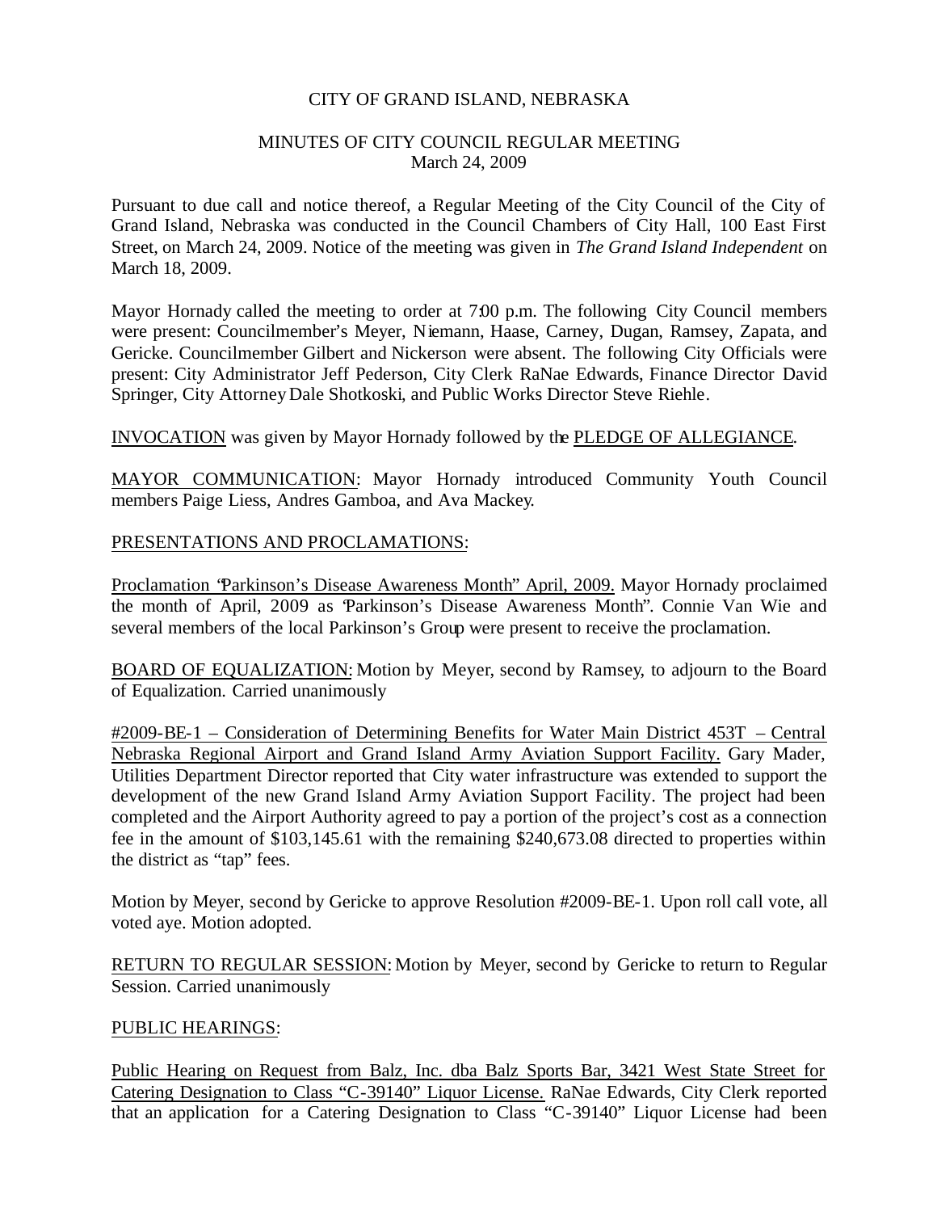CITY OF GRAND ISLAND, NEBRASKA

MINUTES OF CITY COUNCIL REGULAR MEETING
March 24, 2009

Pursuant to due call and notice thereof, a Regular Meeting of the City Council of the City of Grand Island, Nebraska was conducted in the Council Chambers of City Hall, 100 East First Street, on March 24, 2009. Notice of the meeting was given in *The Grand Island Independent* on March 18, 2009.

Mayor Hornady called the meeting to order at 7:00 p.m. The following City Council members were present: Councilmember's Meyer, Niemann, Haase, Carney, Dugan, Ramsey, Zapata, and Gericke. Councilmember Gilbert and Nickerson were absent. The following City Officials were present: City Administrator Jeff Pederson, City Clerk RaNae Edwards, Finance Director David Springer, City Attorney Dale Shotkoski, and Public Works Director Steve Riehle.

INVOCATION was given by Mayor Hornady followed by the PLEDGE OF ALLEGIANCE.

MAYOR COMMUNICATION: Mayor Hornady introduced Community Youth Council members Paige Liess, Andres Gamboa, and Ava Mackey.

PRESENTATIONS AND PROCLAMATIONS:

Proclamation "Parkinson's Disease Awareness Month" April, 2009. Mayor Hornady proclaimed the month of April, 2009 as "Parkinson's Disease Awareness Month". Connie Van Wie and several members of the local Parkinson's Group were present to receive the proclamation.

BOARD OF EQUALIZATION: Motion by Meyer, second by Ramsey, to adjourn to the Board of Equalization. Carried unanimously

#2009-BE-1 – Consideration of Determining Benefits for Water Main District 453T – Central Nebraska Regional Airport and Grand Island Army Aviation Support Facility. Gary Mader, Utilities Department Director reported that City water infrastructure was extended to support the development of the new Grand Island Army Aviation Support Facility. The project had been completed and the Airport Authority agreed to pay a portion of the project's cost as a connection fee in the amount of $103,145.61 with the remaining $240,673.08 directed to properties within the district as "tap" fees.

Motion by Meyer, second by Gericke to approve Resolution #2009-BE-1. Upon roll call vote, all voted aye. Motion adopted.

RETURN TO REGULAR SESSION: Motion by Meyer, second by Gericke to return to Regular Session. Carried unanimously

PUBLIC HEARINGS:

Public Hearing on Request from Balz, Inc. dba Balz Sports Bar, 3421 West State Street for Catering Designation to Class "C-39140" Liquor License. RaNae Edwards, City Clerk reported that an application for a Catering Designation to Class "C-39140" Liquor License had been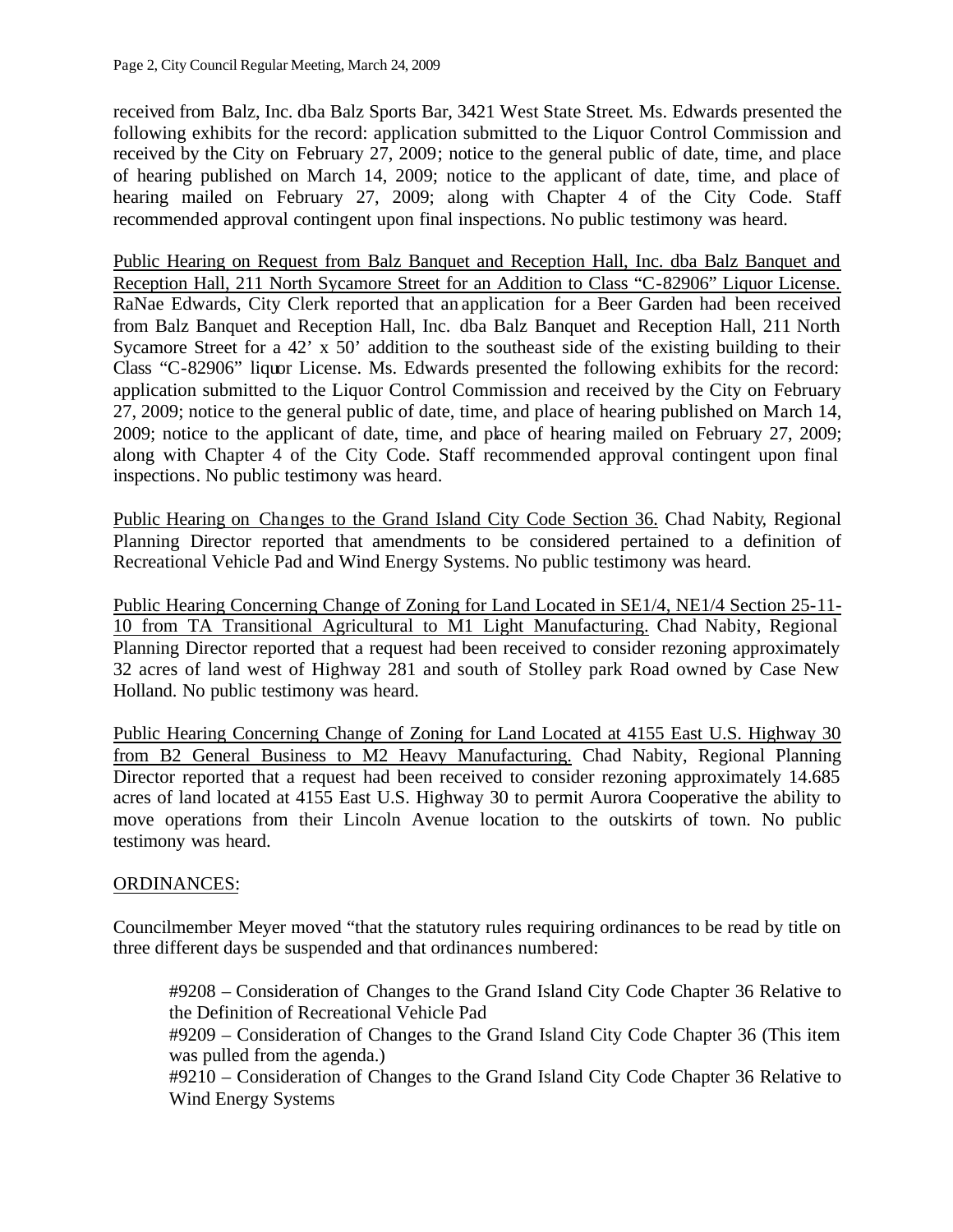received from Balz, Inc. dba Balz Sports Bar, 3421 West State Street. Ms. Edwards presented the following exhibits for the record: application submitted to the Liquor Control Commission and received by the City on February 27, 2009; notice to the general public of date, time, and place of hearing published on March 14, 2009; notice to the applicant of date, time, and place of hearing mailed on February 27, 2009; along with Chapter 4 of the City Code. Staff recommended approval contingent upon final inspections. No public testimony was heard.

Public Hearing on Request from Balz Banquet and Reception Hall, Inc. dba Balz Banquet and Reception Hall, 211 North Sycamore Street for an Addition to Class "C-82906" Liquor License. RaNae Edwards, City Clerk reported that an application for a Beer Garden had been received from Balz Banquet and Reception Hall, Inc. dba Balz Banquet and Reception Hall, 211 North Sycamore Street for a 42' x 50' addition to the southeast side of the existing building to their Class "C-82906" liquor License. Ms. Edwards presented the following exhibits for the record: application submitted to the Liquor Control Commission and received by the City on February 27, 2009; notice to the general public of date, time, and place of hearing published on March 14, 2009; notice to the applicant of date, time, and place of hearing mailed on February 27, 2009; along with Chapter 4 of the City Code. Staff recommended approval contingent upon final inspections. No public testimony was heard.

Public Hearing on Changes to the Grand Island City Code Section 36. Chad Nabity, Regional Planning Director reported that amendments to be considered pertained to a definition of Recreational Vehicle Pad and Wind Energy Systems. No public testimony was heard.

Public Hearing Concerning Change of Zoning for Land Located in SE1/4, NE1/4 Section 25-11-10 from TA Transitional Agricultural to M1 Light Manufacturing. Chad Nabity, Regional Planning Director reported that a request had been received to consider rezoning approximately 32 acres of land west of Highway 281 and south of Stolley park Road owned by Case New Holland. No public testimony was heard.

Public Hearing Concerning Change of Zoning for Land Located at 4155 East U.S. Highway 30 from B2 General Business to M2 Heavy Manufacturing. Chad Nabity, Regional Planning Director reported that a request had been received to consider rezoning approximately 14.685 acres of land located at 4155 East U.S. Highway 30 to permit Aurora Cooperative the ability to move operations from their Lincoln Avenue location to the outskirts of town. No public testimony was heard.

ORDINANCES:

Councilmember Meyer moved "that the statutory rules requiring ordinances to be read by title on three different days be suspended and that ordinances numbered:

#9208 – Consideration of Changes to the Grand Island City Code Chapter 36 Relative to the Definition of Recreational Vehicle Pad

#9209 – Consideration of Changes to the Grand Island City Code Chapter 36 (This item was pulled from the agenda.)

#9210 – Consideration of Changes to the Grand Island City Code Chapter 36 Relative to Wind Energy Systems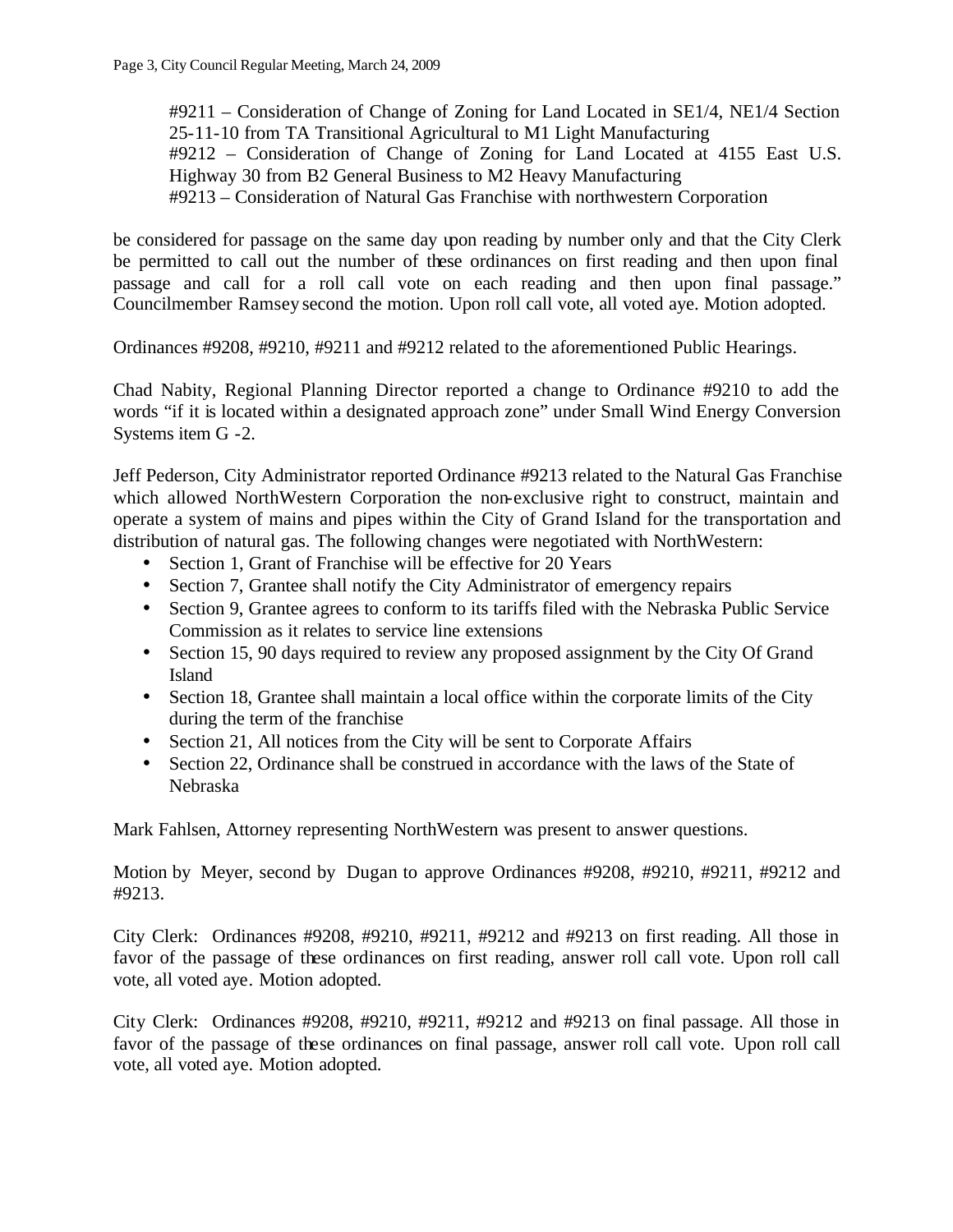#9211 – Consideration of Change of Zoning for Land Located in SE1/4, NE1/4 Section 25-11-10 from TA Transitional Agricultural to M1 Light Manufacturing
#9212 – Consideration of Change of Zoning for Land Located at 4155 East U.S. Highway 30 from B2 General Business to M2 Heavy Manufacturing
#9213 – Consideration of Natural Gas Franchise with northwestern Corporation

be considered for passage on the same day upon reading by number only and that the City Clerk be permitted to call out the number of these ordinances on first reading and then upon final passage and call for a roll call vote on each reading and then upon final passage." Councilmember Ramsey second the motion. Upon roll call vote, all voted aye. Motion adopted.

Ordinances #9208, #9210, #9211 and #9212 related to the aforementioned Public Hearings.

Chad Nabity, Regional Planning Director reported a change to Ordinance #9210 to add the words "if it is located within a designated approach zone" under Small Wind Energy Conversion Systems item G -2.

Jeff Pederson, City Administrator reported Ordinance #9213 related to the Natural Gas Franchise which allowed NorthWestern Corporation the non-exclusive right to construct, maintain and operate a system of mains and pipes within the City of Grand Island for the transportation and distribution of natural gas. The following changes were negotiated with NorthWestern:

- Section 1, Grant of Franchise will be effective for 20 Years
- Section 7, Grantee shall notify the City Administrator of emergency repairs
- Section 9, Grantee agrees to conform to its tariffs filed with the Nebraska Public Service Commission as it relates to service line extensions
- Section 15, 90 days required to review any proposed assignment by the City Of Grand Island
- Section 18, Grantee shall maintain a local office within the corporate limits of the City during the term of the franchise
- Section 21, All notices from the City will be sent to Corporate Affairs
- Section 22, Ordinance shall be construed in accordance with the laws of the State of Nebraska

Mark Fahlsen, Attorney representing NorthWestern was present to answer questions.

Motion by Meyer, second by Dugan to approve Ordinances #9208, #9210, #9211, #9212 and #9213.

City Clerk: Ordinances #9208, #9210, #9211, #9212 and #9213 on first reading. All those in favor of the passage of these ordinances on first reading, answer roll call vote. Upon roll call vote, all voted aye. Motion adopted.

City Clerk: Ordinances #9208, #9210, #9211, #9212 and #9213 on final passage. All those in favor of the passage of these ordinances on final passage, answer roll call vote. Upon roll call vote, all voted aye. Motion adopted.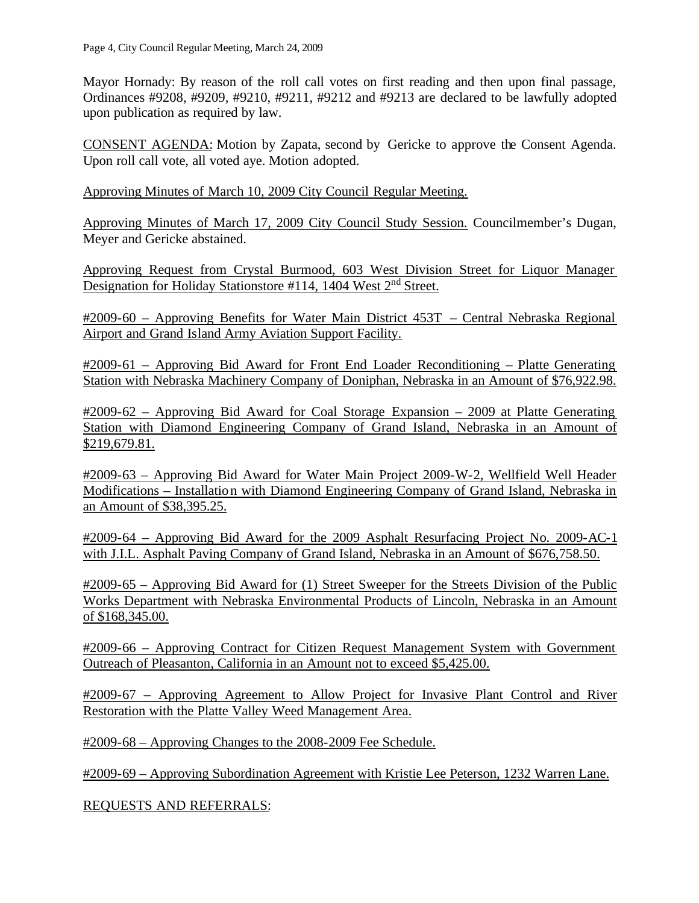Mayor Hornady: By reason of the roll call votes on first reading and then upon final passage, Ordinances #9208, #9209, #9210, #9211, #9212 and #9213 are declared to be lawfully adopted upon publication as required by law.

<u>CONSENT AGENDA:</u> Motion by Zapata, second by Gericke to approve the Consent Agenda. Upon roll call vote, all voted aye. Motion adopted.

<u>Approving Minutes of March 10, 2009 City Council Regular Meeting.</u>

<u>Approving Minutes of March 17, 2009 City Council Study Session.</u> Councilmember's Dugan, Meyer and Gericke abstained.

<u>Approving Request from Crystal Burmood, 603 West Division Street for Liquor Manager Designation for Holiday Stationstore #114, 1404 West 2nd Street.</u>

<u>#2009-60 – Approving Benefits for Water Main District 453T – Central Nebraska Regional Airport and Grand Island Army Aviation Support Facility.</u>

<u>#2009-61 – Approving Bid Award for Front End Loader Reconditioning – Platte Generating Station with Nebraska Machinery Company of Doniphan, Nebraska in an Amount of $76,922.98.</u>

<u>#2009-62 – Approving Bid Award for Coal Storage Expansion – 2009 at Platte Generating Station with Diamond Engineering Company of Grand Island, Nebraska in an Amount of $219,679.81.</u>

<u>#2009-63 – Approving Bid Award for Water Main Project 2009-W-2, Wellfield Well Header Modifications – Installation with Diamond Engineering Company of Grand Island, Nebraska in an Amount of $38,395.25.</u>

<u>#2009-64 – Approving Bid Award for the 2009 Asphalt Resurfacing Project No. 2009-AC-1 with J.I.L. Asphalt Paving Company of Grand Island, Nebraska in an Amount of $676,758.50.</u>

<u>#2009-65 – Approving Bid Award for (1) Street Sweeper for the Streets Division of the Public Works Department with Nebraska Environmental Products of Lincoln, Nebraska in an Amount of $168,345.00.</u>

<u>#2009-66 – Approving Contract for Citizen Request Management System with Government Outreach of Pleasanton, California in an Amount not to exceed $5,425.00.</u>

<u>#2009-67 – Approving Agreement to Allow Project for Invasive Plant Control and River Restoration with the Platte Valley Weed Management Area.</u>

<u>#2009-68 – Approving Changes to the 2008-2009 Fee Schedule.</u>

<u>#2009-69 – Approving Subordination Agreement with Kristie Lee Peterson, 1232 Warren Lane.</u>

<u>REQUESTS AND REFERRALS</u>: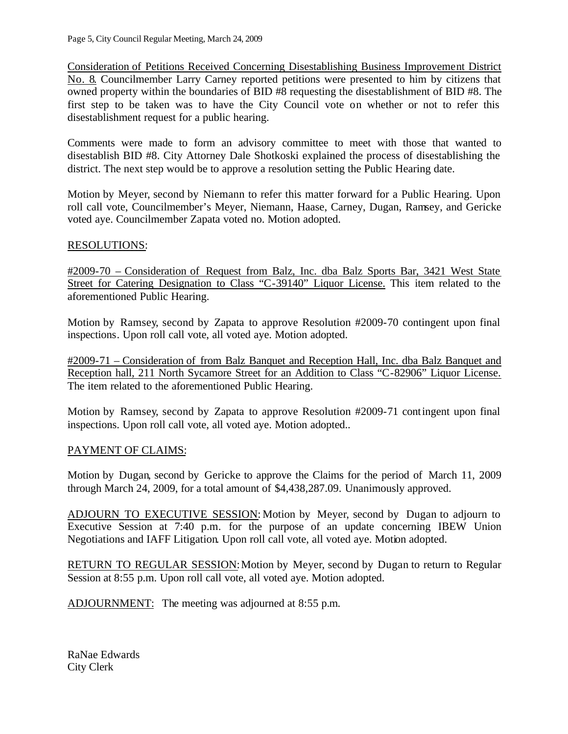Consideration of Petitions Received Concerning Disestablishing Business Improvement District No. 8. Councilmember Larry Carney reported petitions were presented to him by citizens that owned property within the boundaries of BID #8 requesting the disestablishment of BID #8. The first step to be taken was to have the City Council vote on whether or not to refer this disestablishment request for a public hearing.

Comments were made to form an advisory committee to meet with those that wanted to disestablish BID #8. City Attorney Dale Shotkoski explained the process of disestablishing the district. The next step would be to approve a resolution setting the Public Hearing date.

Motion by Meyer, second by Niemann to refer this matter forward for a Public Hearing. Upon roll call vote, Councilmember's Meyer, Niemann, Haase, Carney, Dugan, Ramsey, and Gericke voted aye. Councilmember Zapata voted no. Motion adopted.

RESOLUTIONS:

#2009-70 – Consideration of Request from Balz, Inc. dba Balz Sports Bar, 3421 West State Street for Catering Designation to Class "C-39140" Liquor License. This item related to the aforementioned Public Hearing.

Motion by Ramsey, second by Zapata to approve Resolution #2009-70 contingent upon final inspections. Upon roll call vote, all voted aye. Motion adopted.

#2009-71 – Consideration of from Balz Banquet and Reception Hall, Inc. dba Balz Banquet and Reception hall, 211 North Sycamore Street for an Addition to Class "C-82906" Liquor License. The item related to the aforementioned Public Hearing.

Motion by Ramsey, second by Zapata to approve Resolution #2009-71 contingent upon final inspections. Upon roll call vote, all voted aye. Motion adopted..

PAYMENT OF CLAIMS:

Motion by Dugan, second by Gericke to approve the Claims for the period of March 11, 2009 through March 24, 2009, for a total amount of $4,438,287.09. Unanimously approved.

ADJOURN TO EXECUTIVE SESSION: Motion by Meyer, second by Dugan to adjourn to Executive Session at 7:40 p.m. for the purpose of an update concerning IBEW Union Negotiations and IAFF Litigation. Upon roll call vote, all voted aye. Motion adopted.

RETURN TO REGULAR SESSION: Motion by Meyer, second by Dugan to return to Regular Session at 8:55 p.m. Upon roll call vote, all voted aye. Motion adopted.

ADJOURNMENT: The meeting was adjourned at 8:55 p.m.

RaNae Edwards
City Clerk